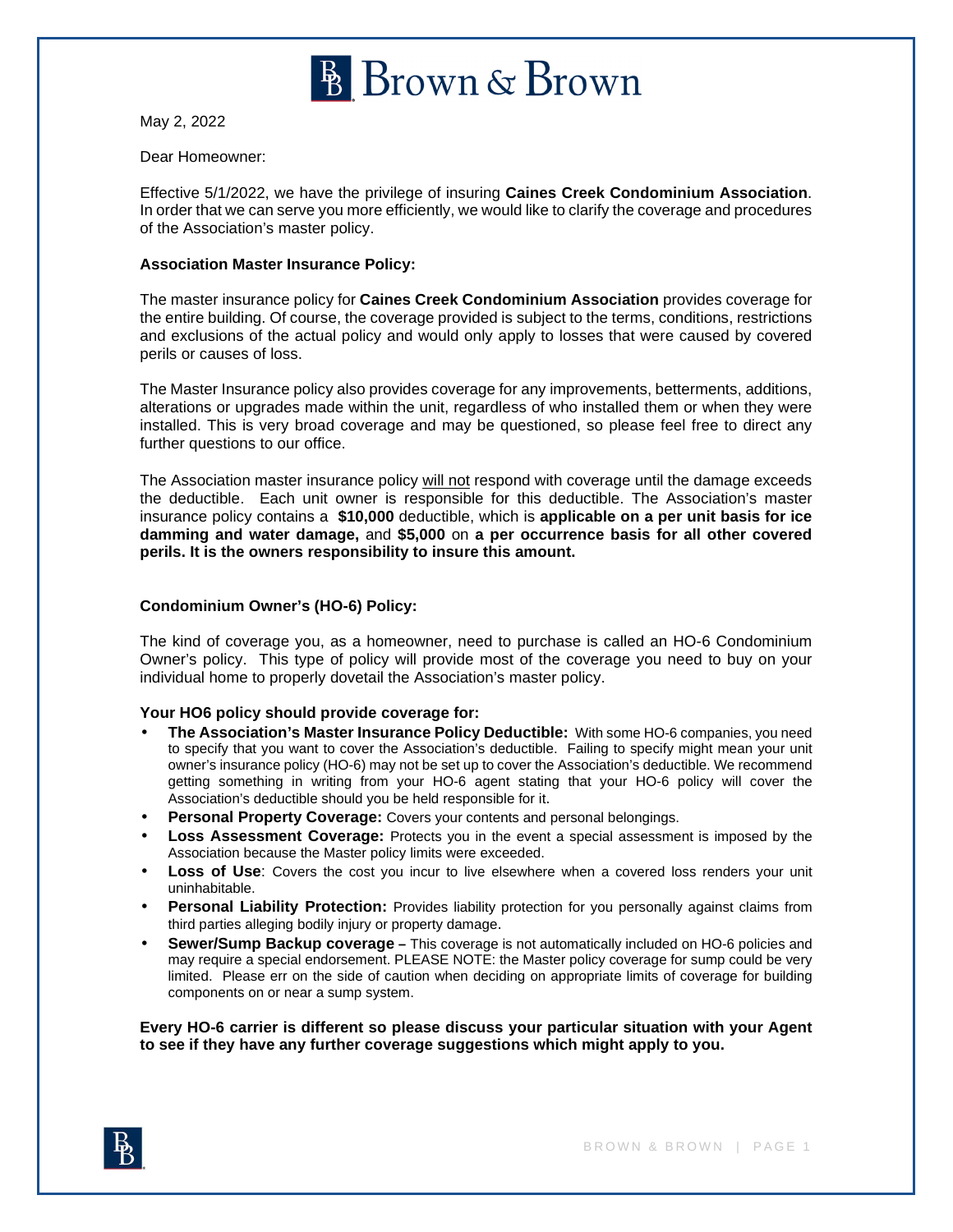# Brown & Brown

May 2, 2022

Dear Homeowner:

Effective 5/1/2022, we have the privilege of insuring **Caines Creek Condominium Association**. In order that we can serve you more efficiently, we would like to clarify the coverage and procedures of the Association's master policy.

**Association Master Insurance Policy:**

The master insurance policy for **Caines Creek Condominium Association** provides coverage for the entire building. Of course, the coverage provided is subject to the terms, conditions, restrictions and exclusions of the actual policy and would only apply to losses that were caused by covered perils or causes of loss.

The Master Insurance policy also provides coverage for any improvements, betterments, additions, alterations or upgrades made within the unit, regardless of who installed them or when they were installed. This is very broad coverage and may be questioned, so please feel free to direct any further questions to our office.

The Association master insurance policy <u>will not</u> respond with coverage until the damage exceeds the deductible. Each unit owner is responsible for this deductible. The Association's master insurance policy contains a **$10,000** deductible, which is **applicable on a per unit basis for ice damming and water damage,** and **$5,000** on **a per occurrence basis for all other covered perils. It is the owners responsibility to insure this amount.**

**Condominium Owner's (HO-6) Policy:**

The kind of coverage you, as a homeowner, need to purchase is called an HO-6 Condominium Owner's policy. This type of policy will provide most of the coverage you need to buy on your individual home to properly dovetail the Association's master policy.

**Your HO6 policy should provide coverage for:**

- **The Association's Master Insurance Policy Deductible:** With some HO-6 companies, you need to specify that you want to cover the Association's deductible. Failing to specify might mean your unit owner's insurance policy (HO-6) may not be set up to cover the Association's deductible. We recommend getting something in writing from your HO-6 agent stating that your HO-6 policy will cover the Association's deductible should you be held responsible for it.
- **Personal Property Coverage:** Covers your contents and personal belongings.
- **Loss Assessment Coverage:** Protects you in the event a special assessment is imposed by the Association because the Master policy limits were exceeded.
- **Loss of Use**: Covers the cost you incur to live elsewhere when a covered loss renders your unit uninhabitable.
- **Personal Liability Protection:** Provides liability protection for you personally against claims from third parties alleging bodily injury or property damage.
- **Sewer/Sump Backup coverage –** This coverage is not automatically included on HO-6 policies and may require a special endorsement. PLEASE NOTE: the Master policy coverage for sump could be very limited. Please err on the side of caution when deciding on appropriate limits of coverage for building components on or near a sump system.

**Every HO-6 carrier is different so please discuss your particular situation with your Agent to see if they have any further coverage suggestions which might apply to you.**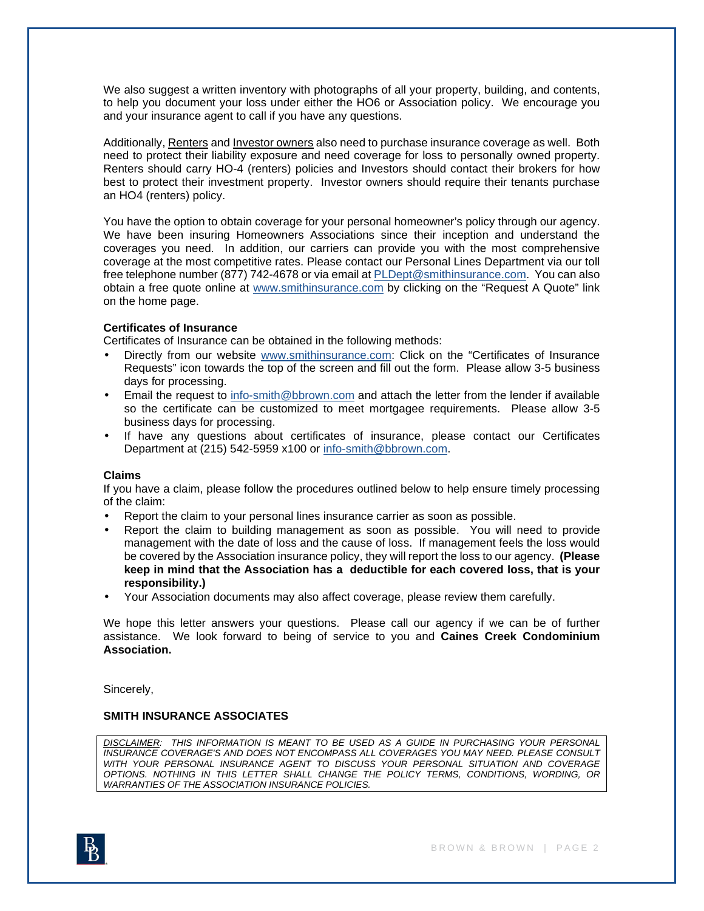We also suggest a written inventory with photographs of all your property, building, and contents, to help you document your loss under either the HO6 or Association policy. We encourage you and your insurance agent to call if you have any questions.

Additionally, Renters and Investor owners also need to purchase insurance coverage as well. Both need to protect their liability exposure and need coverage for loss to personally owned property. Renters should carry HO-4 (renters) policies and Investors should contact their brokers for how best to protect their investment property. Investor owners should require their tenants purchase an HO4 (renters) policy.

You have the option to obtain coverage for your personal homeowner's policy through our agency. We have been insuring Homeowners Associations since their inception and understand the coverages you need. In addition, our carriers can provide you with the most comprehensive coverage at the most competitive rates. Please contact our Personal Lines Department via our toll free telephone number (877) 742-4678 or via email at PLDept@smithinsurance.com. You can also obtain a free quote online at www.smithinsurance.com by clicking on the "Request A Quote" link on the home page.

**Certificates of Insurance**

Certificates of Insurance can be obtained in the following methods:

- Directly from our website www.smithinsurance.com: Click on the "Certificates of Insurance Requests" icon towards the top of the screen and fill out the form. Please allow 3-5 business days for processing.
- Email the request to info-smith@bbrown.com and attach the letter from the lender if available so the certificate can be customized to meet mortgagee requirements. Please allow 3-5 business days for processing.
- If have any questions about certificates of insurance, please contact our Certificates Department at (215) 542-5959 x100 or info-smith@bbrown.com.

**Claims**

If you have a claim, please follow the procedures outlined below to help ensure timely processing of the claim:

- Report the claim to your personal lines insurance carrier as soon as possible.
- Report the claim to building management as soon as possible. You will need to provide management with the date of loss and the cause of loss. If management feels the loss would be covered by the Association insurance policy, they will report the loss to our agency. **(Please keep in mind that the Association has a deductible for each covered loss, that is your responsibility.)**
- Your Association documents may also affect coverage, please review them carefully.

We hope this letter answers your questions. Please call our agency if we can be of further assistance. We look forward to being of service to you and **Caines Creek Condominium Association.**

Sincerely,

**SMITH INSURANCE ASSOCIATES**

*DISCLAIMER: THIS INFORMATION IS MEANT TO BE USED AS A GUIDE IN PURCHASING YOUR PERSONAL INSURANCE COVERAGE'S AND DOES NOT ENCOMPASS ALL COVERAGES YOU MAY NEED. PLEASE CONSULT WITH YOUR PERSONAL INSURANCE AGENT TO DISCUSS YOUR PERSONAL SITUATION AND COVERAGE OPTIONS. NOTHING IN THIS LETTER SHALL CHANGE THE POLICY TERMS, CONDITIONS, WORDING, OR WARRANTIES OF THE ASSOCIATION INSURANCE POLICIES.*